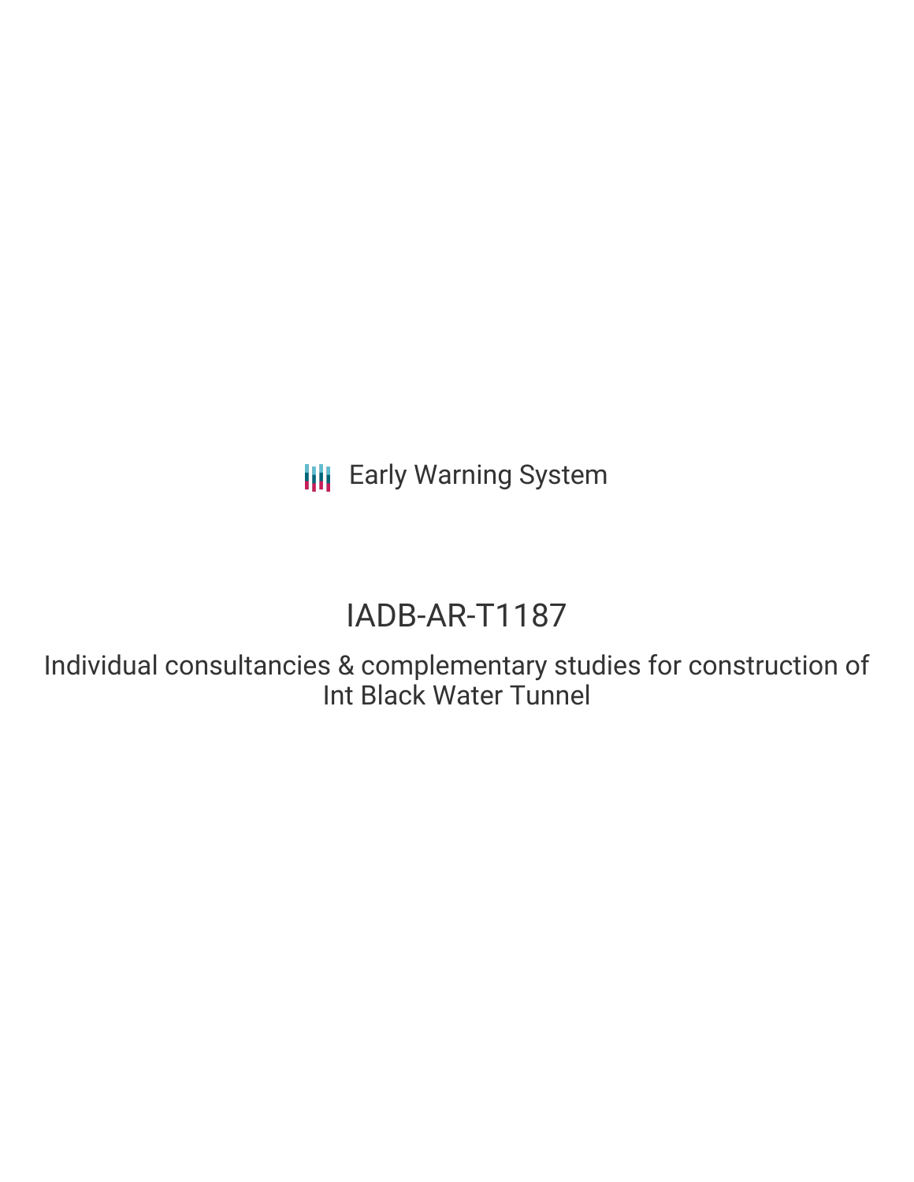Early Warning System

# IADB-AR-T1187

Individual consultancies & complementary studies for construction of Int Black Water Tunnel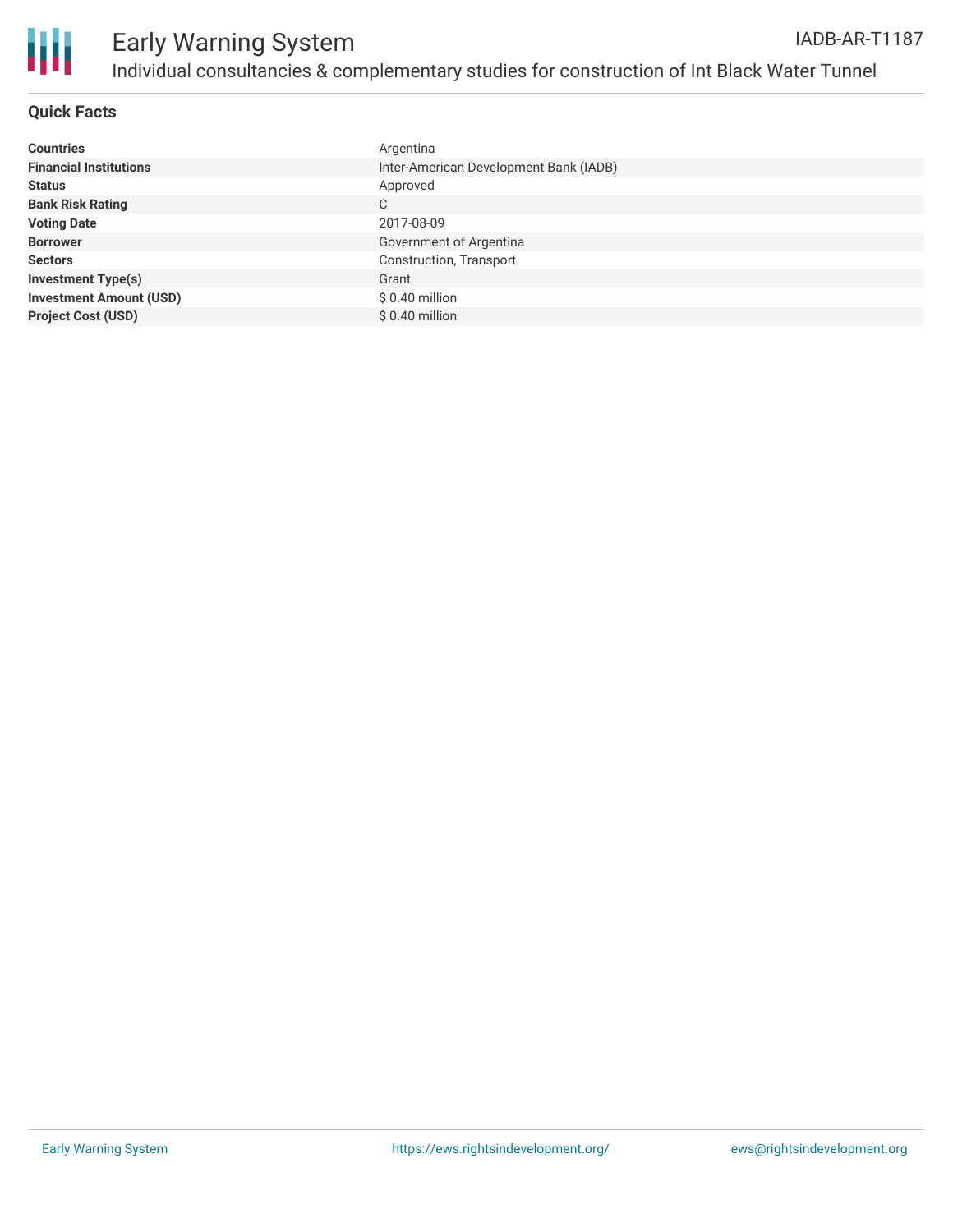# Early Warning System

## Individual consultancies & complementary studies for construction of Int Black Water Tunnel

IADB-AR-T1187

### Quick Facts

| | |
|---|---|
| **Countries** | Argentina |
| **Financial Institutions** | Inter-American Development Bank (IADB) |
| **Status** | Approved |
| **Bank Risk Rating** | C |
| **Voting Date** | 2017-08-09 |
| **Borrower** | Government of Argentina |
| **Sectors** | Construction, Transport |
| **Investment Type(s)** | Grant |
| **Investment Amount (USD)** | $ 0.40 million |
| **Project Cost (USD)** | $ 0.40 million |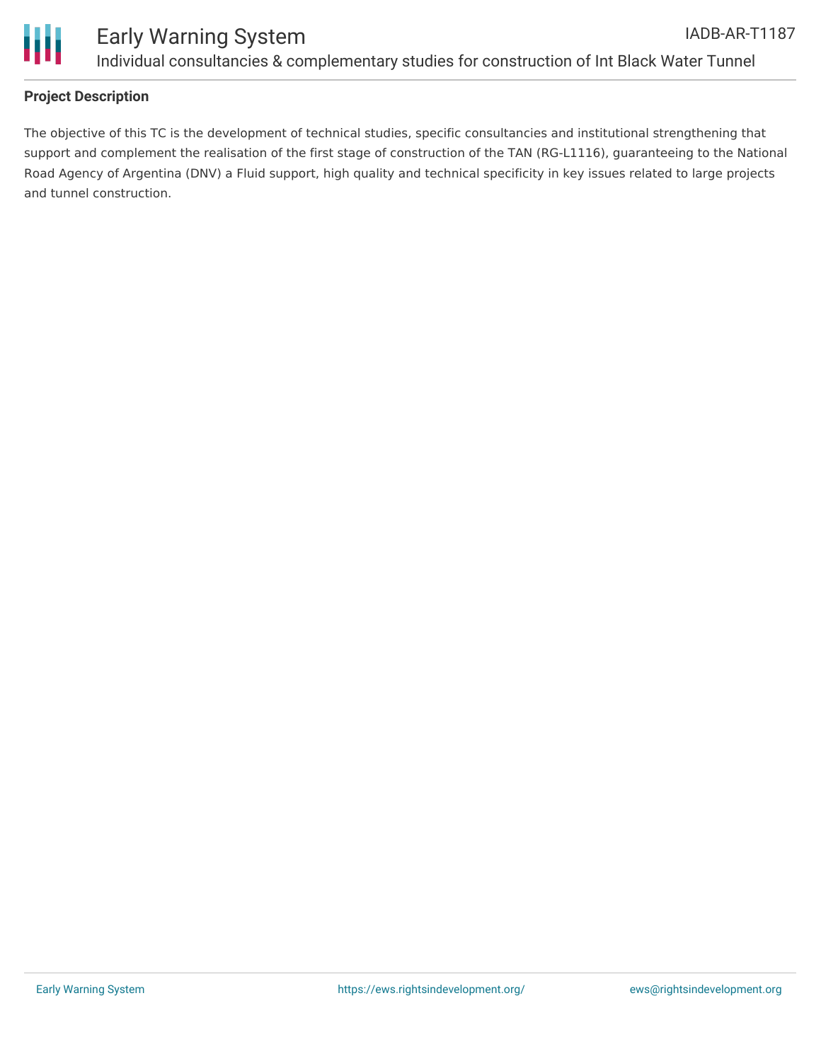## Project Description

The objective of this TC is the development of technical studies, specific consultancies and institutional strengthening that support and complement the realisation of the first stage of construction of the TAN (RG-L1116), guaranteeing to the National Road Agency of Argentina (DNV) a Fluid support, high quality and technical specificity in key issues related to large projects and tunnel construction.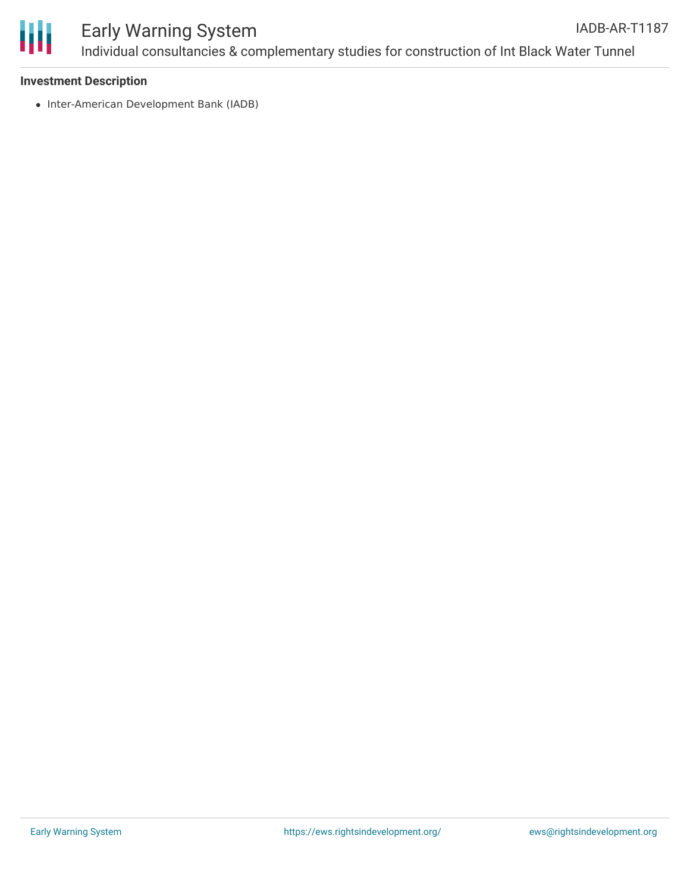### Investment Description

- Inter-American Development Bank (IADB)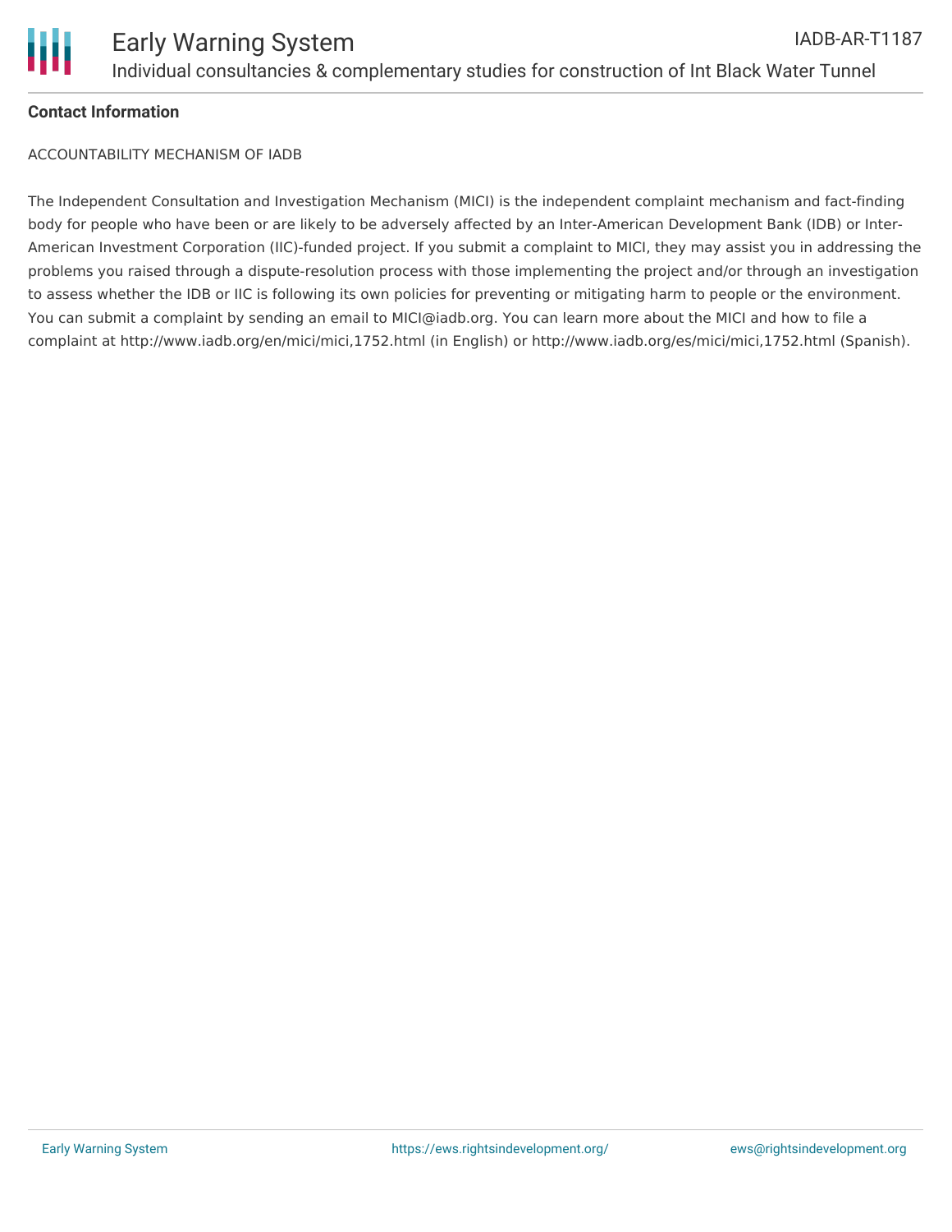**Contact Information**

ACCOUNTABILITY MECHANISM OF IADB

The Independent Consultation and Investigation Mechanism (MICI) is the independent complaint mechanism and fact-finding body for people who have been or are likely to be adversely affected by an Inter-American Development Bank (IDB) or Inter-American Investment Corporation (IIC)-funded project. If you submit a complaint to MICI, they may assist you in addressing the problems you raised through a dispute-resolution process with those implementing the project and/or through an investigation to assess whether the IDB or IIC is following its own policies for preventing or mitigating harm to people or the environment. You can submit a complaint by sending an email to MICI@iadb.org. You can learn more about the MICI and how to file a complaint at http://www.iadb.org/en/mici/mici,1752.html (in English) or http://www.iadb.org/es/mici/mici,1752.html (Spanish).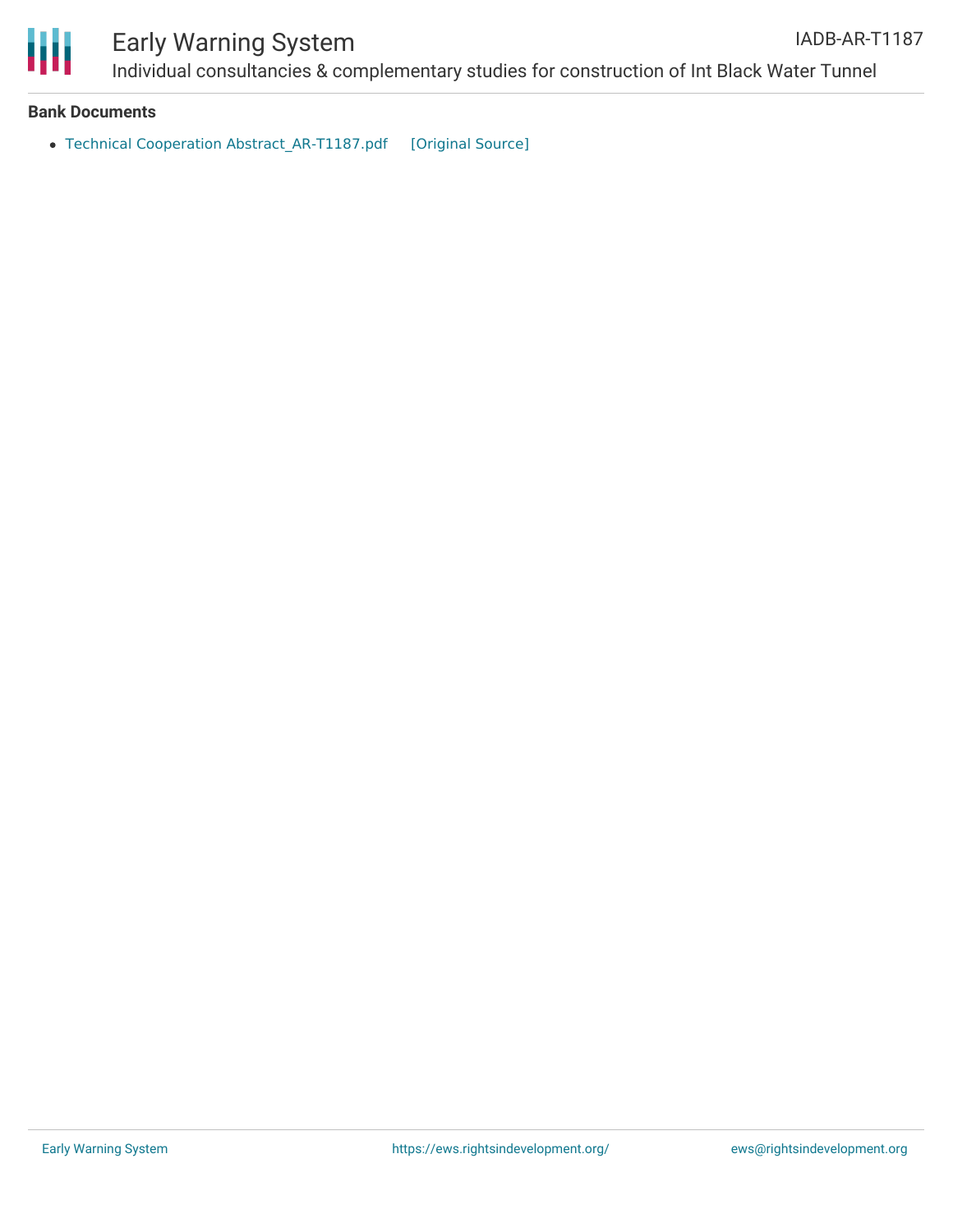**Bank Documents**

- Technical Cooperation Abstract_AR-T1187.pdf [Original Source]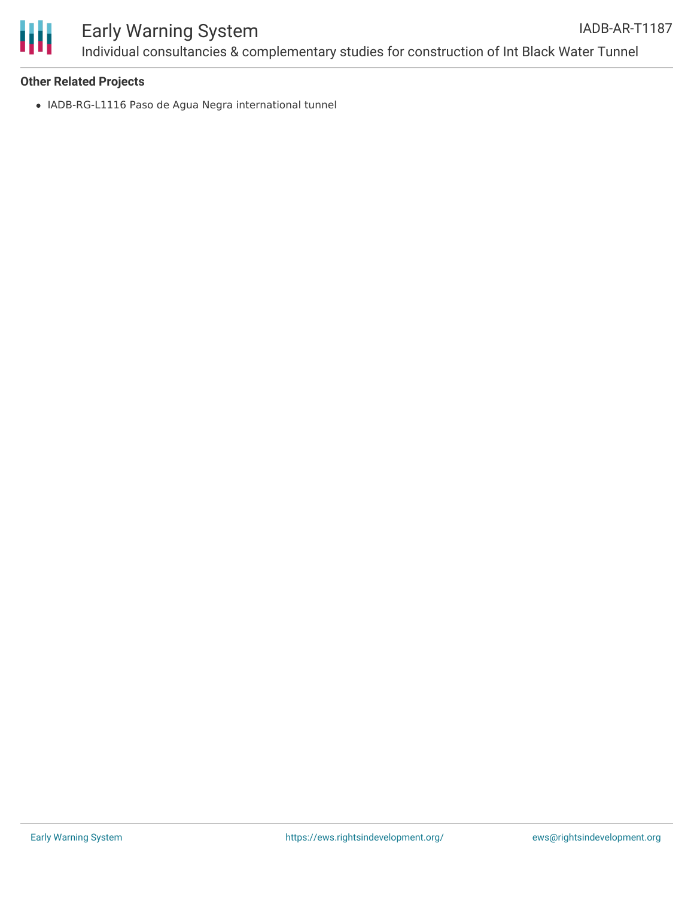**Other Related Projects**

- IADB-RG-L1116 Paso de Agua Negra international tunnel